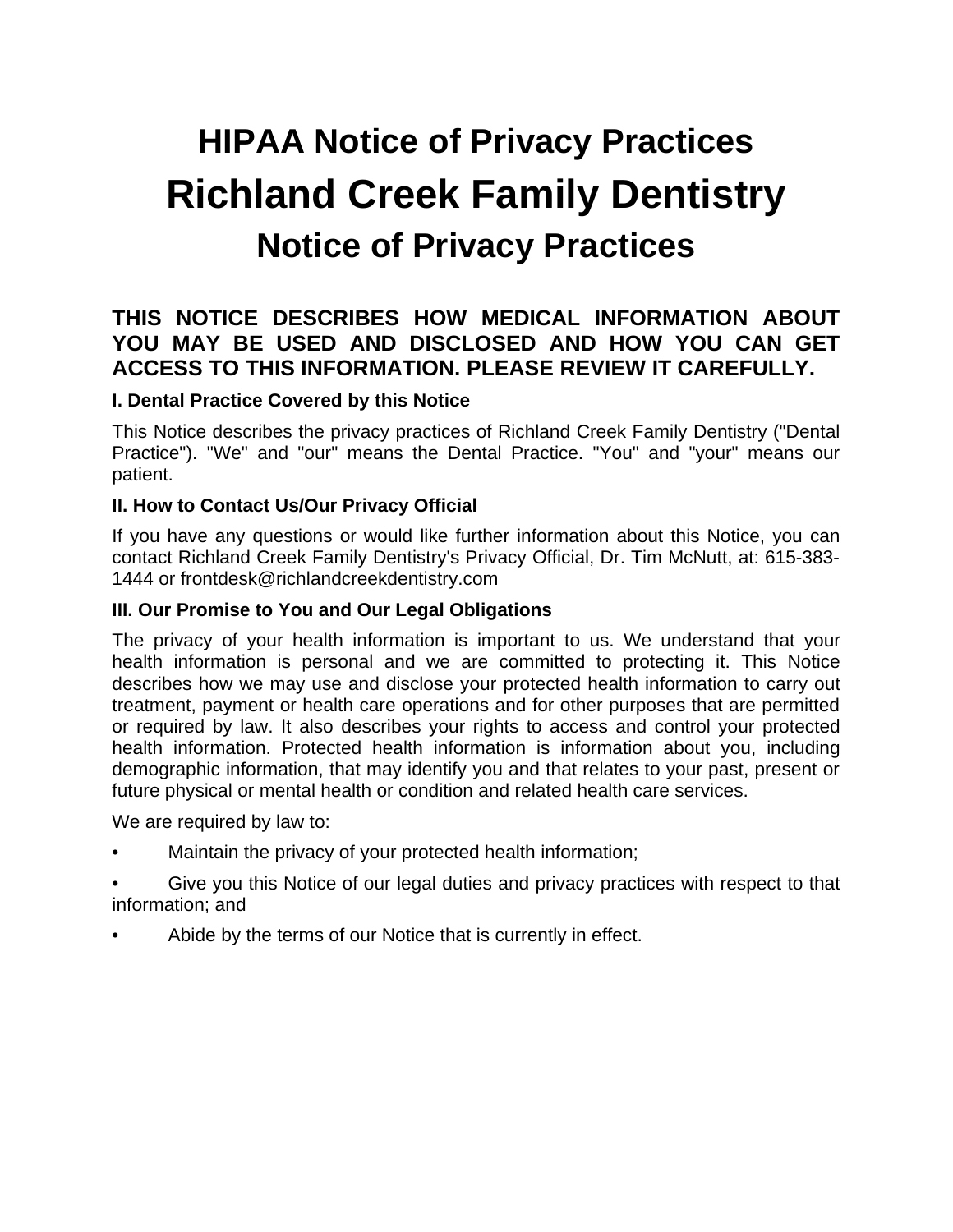# HIPAA Notice of Privacy Practices

# Richland Creek Family Dentistry

## Notice of Privacy Practices

### THIS NOTICE DESCRIBES HOW MEDICAL INFORMATION ABOUT YOU MAY BE USED AND DISCLOSED AND HOW YOU CAN GET ACCESS TO THIS INFORMATION. PLEASE REVIEW IT CAREFULLY.

#### I. Dental Practice Covered by this Notice

This Notice describes the privacy practices of Richland Creek Family Dentistry ("Dental Practice"). "We" and "our" means the Dental Practice. "You" and "your" means our patient.

#### II. How to Contact Us/Our Privacy Official

If you have any questions or would like further information about this Notice, you can contact Richland Creek Family Dentistry's Privacy Official, Dr. Tim McNutt, at: 615-383-1444 or frontdesk@richlandcreekdentistry.com

#### III. Our Promise to You and Our Legal Obligations

The privacy of your health information is important to us. We understand that your health information is personal and we are committed to protecting it. This Notice describes how we may use and disclose your protected health information to carry out treatment, payment or health care operations and for other purposes that are permitted or required by law. It also describes your rights to access and control your protected health information. Protected health information is information about you, including demographic information, that may identify you and that relates to your past, present or future physical or mental health or condition and related health care services.

We are required by law to:

- Maintain the privacy of your protected health information;
- Give you this Notice of our legal duties and privacy practices with respect to that information; and
- Abide by the terms of our Notice that is currently in effect.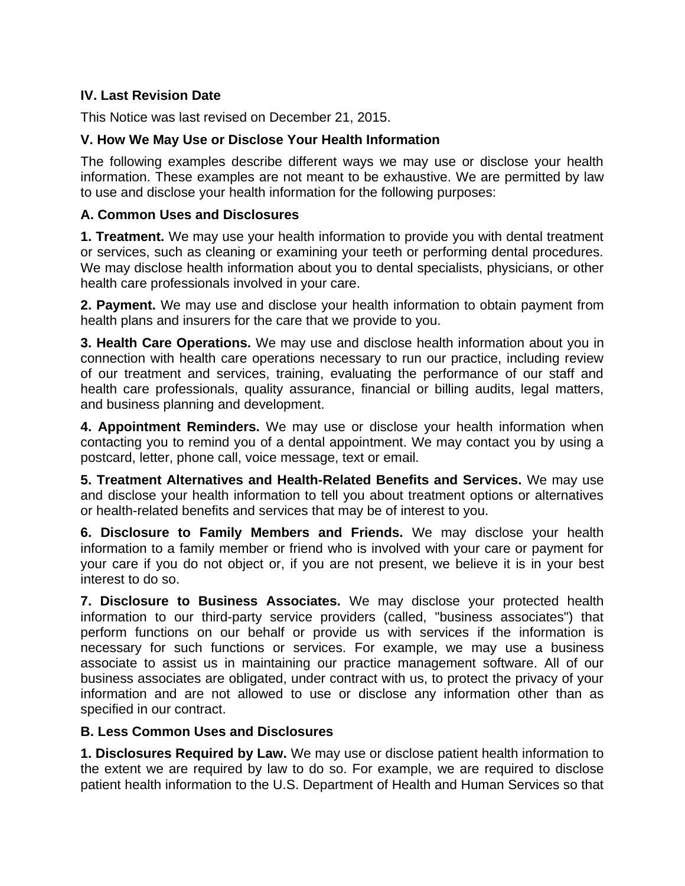### IV. Last Revision Date

This Notice was last revised on December 21, 2015.

### V. How We May Use or Disclose Your Health Information

The following examples describe different ways we may use or disclose your health information. These examples are not meant to be exhaustive. We are permitted by law to use and disclose your health information for the following purposes:

#### A. Common Uses and Disclosures

**1. Treatment.** We may use your health information to provide you with dental treatment or services, such as cleaning or examining your teeth or performing dental procedures. We may disclose health information about you to dental specialists, physicians, or other health care professionals involved in your care.

**2. Payment.** We may use and disclose your health information to obtain payment from health plans and insurers for the care that we provide to you.

**3. Health Care Operations.** We may use and disclose health information about you in connection with health care operations necessary to run our practice, including review of our treatment and services, training, evaluating the performance of our staff and health care professionals, quality assurance, financial or billing audits, legal matters, and business planning and development.

**4. Appointment Reminders.** We may use or disclose your health information when contacting you to remind you of a dental appointment. We may contact you by using a postcard, letter, phone call, voice message, text or email.

**5. Treatment Alternatives and Health-Related Benefits and Services.** We may use and disclose your health information to tell you about treatment options or alternatives or health-related benefits and services that may be of interest to you.

**6. Disclosure to Family Members and Friends.** We may disclose your health information to a family member or friend who is involved with your care or payment for your care if you do not object or, if you are not present, we believe it is in your best interest to do so.

**7. Disclosure to Business Associates.** We may disclose your protected health information to our third-party service providers (called, "business associates") that perform functions on our behalf or provide us with services if the information is necessary for such functions or services. For example, we may use a business associate to assist us in maintaining our practice management software. All of our business associates are obligated, under contract with us, to protect the privacy of your information and are not allowed to use or disclose any information other than as specified in our contract.

#### B. Less Common Uses and Disclosures

**1. Disclosures Required by Law.** We may use or disclose patient health information to the extent we are required by law to do so. For example, we are required to disclose patient health information to the U.S. Department of Health and Human Services so that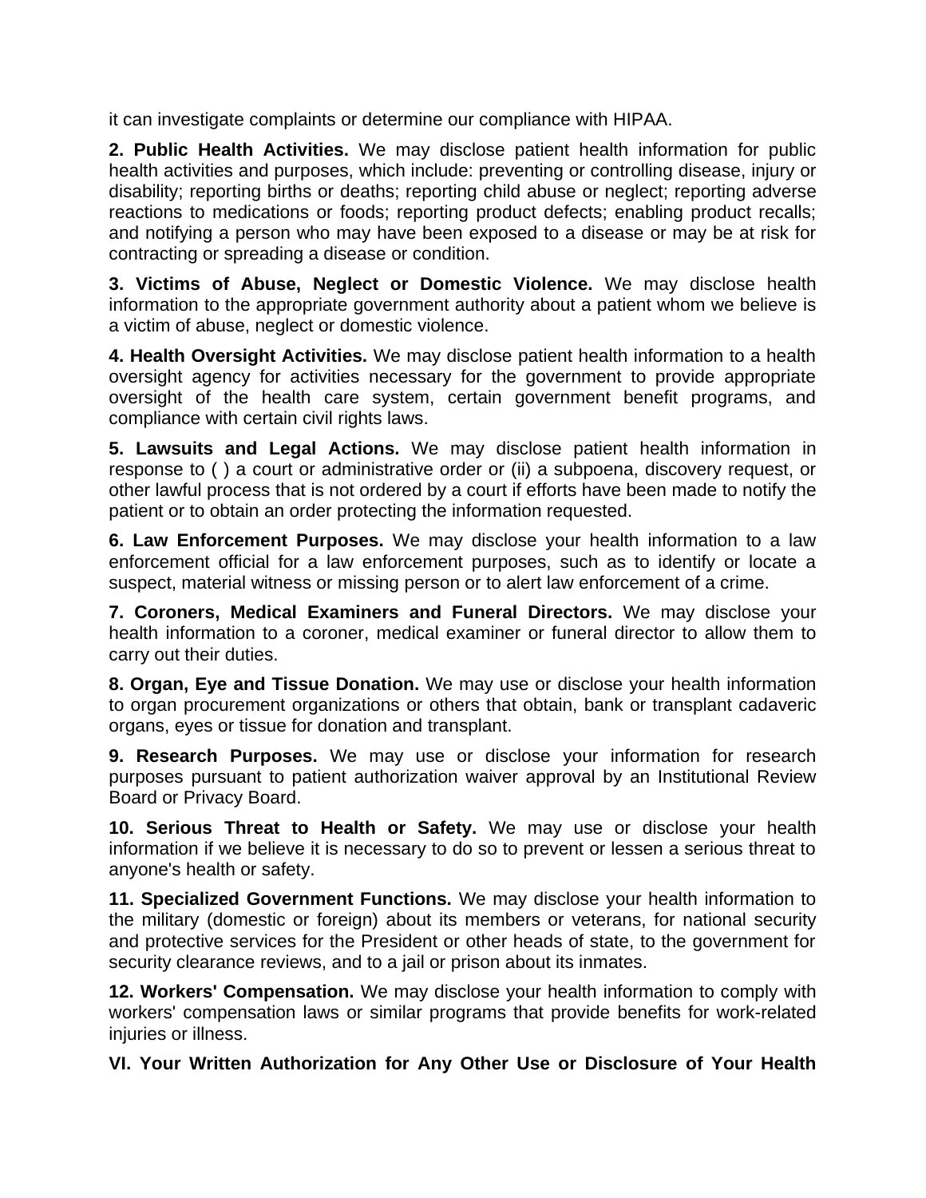it can investigate complaints or determine our compliance with HIPAA.

**2. Public Health Activities.** We may disclose patient health information for public health activities and purposes, which include: preventing or controlling disease, injury or disability; reporting births or deaths; reporting child abuse or neglect; reporting adverse reactions to medications or foods; reporting product defects; enabling product recalls; and notifying a person who may have been exposed to a disease or may be at risk for contracting or spreading a disease or condition.

**3. Victims of Abuse, Neglect or Domestic Violence.** We may disclose health information to the appropriate government authority about a patient whom we believe is a victim of abuse, neglect or domestic violence.

**4. Health Oversight Activities.** We may disclose patient health information to a health oversight agency for activities necessary for the government to provide appropriate oversight of the health care system, certain government benefit programs, and compliance with certain civil rights laws.

**5. Lawsuits and Legal Actions.** We may disclose patient health information in response to ( ) a court or administrative order or (ii) a subpoena, discovery request, or other lawful process that is not ordered by a court if efforts have been made to notify the patient or to obtain an order protecting the information requested.

**6. Law Enforcement Purposes.** We may disclose your health information to a law enforcement official for a law enforcement purposes, such as to identify or locate a suspect, material witness or missing person or to alert law enforcement of a crime.

**7. Coroners, Medical Examiners and Funeral Directors.** We may disclose your health information to a coroner, medical examiner or funeral director to allow them to carry out their duties.

**8. Organ, Eye and Tissue Donation.** We may use or disclose your health information to organ procurement organizations or others that obtain, bank or transplant cadaveric organs, eyes or tissue for donation and transplant.

**9. Research Purposes.** We may use or disclose your information for research purposes pursuant to patient authorization waiver approval by an Institutional Review Board or Privacy Board.

**10. Serious Threat to Health or Safety.** We may use or disclose your health information if we believe it is necessary to do so to prevent or lessen a serious threat to anyone's health or safety.

**11. Specialized Government Functions.** We may disclose your health information to the military (domestic or foreign) about its members or veterans, for national security and protective services for the President or other heads of state, to the government for security clearance reviews, and to a jail or prison about its inmates.

**12. Workers' Compensation.** We may disclose your health information to comply with workers' compensation laws or similar programs that provide benefits for work-related injuries or illness.

**VI. Your Written Authorization for Any Other Use or Disclosure of Your Health**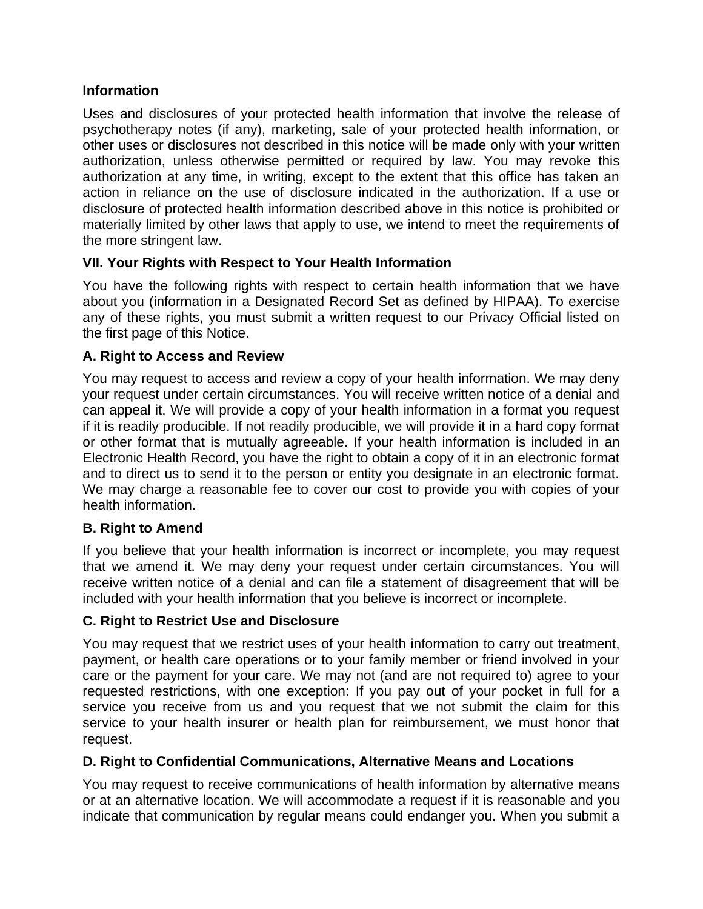**Information**

Uses and disclosures of your protected health information that involve the release of psychotherapy notes (if any), marketing, sale of your protected health information, or other uses or disclosures not described in this notice will be made only with your written authorization, unless otherwise permitted or required by law. You may revoke this authorization at any time, in writing, except to the extent that this office has taken an action in reliance on the use of disclosure indicated in the authorization. If a use or disclosure of protected health information described above in this notice is prohibited or materially limited by other laws that apply to use, we intend to meet the requirements of the more stringent law.

## VII. Your Rights with Respect to Your Health Information

You have the following rights with respect to certain health information that we have about you (information in a Designated Record Set as defined by HIPAA). To exercise any of these rights, you must submit a written request to our Privacy Official listed on the first page of this Notice.

### A. Right to Access and Review

You may request to access and review a copy of your health information. We may deny your request under certain circumstances. You will receive written notice of a denial and can appeal it. We will provide a copy of your health information in a format you request if it is readily producible. If not readily producible, we will provide it in a hard copy format or other format that is mutually agreeable. If your health information is included in an Electronic Health Record, you have the right to obtain a copy of it in an electronic format and to direct us to send it to the person or entity you designate in an electronic format. We may charge a reasonable fee to cover our cost to provide you with copies of your health information.

### B. Right to Amend

If you believe that your health information is incorrect or incomplete, you may request that we amend it. We may deny your request under certain circumstances. You will receive written notice of a denial and can file a statement of disagreement that will be included with your health information that you believe is incorrect or incomplete.

### C. Right to Restrict Use and Disclosure

You may request that we restrict uses of your health information to carry out treatment, payment, or health care operations or to your family member or friend involved in your care or the payment for your care. We may not (and are not required to) agree to your requested restrictions, with one exception: If you pay out of your pocket in full for a service you receive from us and you request that we not submit the claim for this service to your health insurer or health plan for reimbursement, we must honor that request.

### D. Right to Confidential Communications, Alternative Means and Locations

You may request to receive communications of health information by alternative means or at an alternative location. We will accommodate a request if it is reasonable and you indicate that communication by regular means could endanger you. When you submit a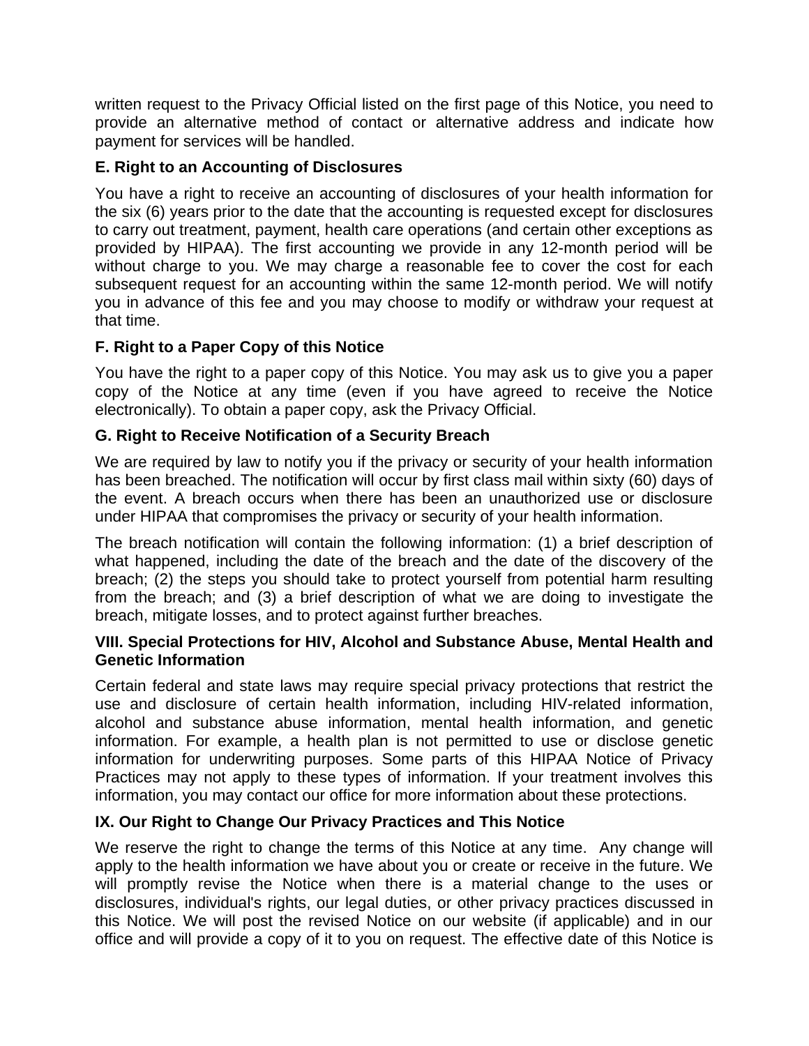written request to the Privacy Official listed on the first page of this Notice, you need to provide an alternative method of contact or alternative address and indicate how payment for services will be handled.

### E. Right to an Accounting of Disclosures

You have a right to receive an accounting of disclosures of your health information for the six (6) years prior to the date that the accounting is requested except for disclosures to carry out treatment, payment, health care operations (and certain other exceptions as provided by HIPAA). The first accounting we provide in any 12-month period will be without charge to you. We may charge a reasonable fee to cover the cost for each subsequent request for an accounting within the same 12-month period. We will notify you in advance of this fee and you may choose to modify or withdraw your request at that time.

### F. Right to a Paper Copy of this Notice

You have the right to a paper copy of this Notice. You may ask us to give you a paper copy of the Notice at any time (even if you have agreed to receive the Notice electronically). To obtain a paper copy, ask the Privacy Official.

### G. Right to Receive Notification of a Security Breach

We are required by law to notify you if the privacy or security of your health information has been breached. The notification will occur by first class mail within sixty (60) days of the event. A breach occurs when there has been an unauthorized use or disclosure under HIPAA that compromises the privacy or security of your health information.

The breach notification will contain the following information: (1) a brief description of what happened, including the date of the breach and the date of the discovery of the breach; (2) the steps you should take to protect yourself from potential harm resulting from the breach; and (3) a brief description of what we are doing to investigate the breach, mitigate losses, and to protect against further breaches.

## VIII. Special Protections for HIV, Alcohol and Substance Abuse, Mental Health and Genetic Information

Certain federal and state laws may require special privacy protections that restrict the use and disclosure of certain health information, including HIV-related information, alcohol and substance abuse information, mental health information, and genetic information. For example, a health plan is not permitted to use or disclose genetic information for underwriting purposes. Some parts of this HIPAA Notice of Privacy Practices may not apply to these types of information. If your treatment involves this information, you may contact our office for more information about these protections.

## IX. Our Right to Change Our Privacy Practices and This Notice

We reserve the right to change the terms of this Notice at any time. Any change will apply to the health information we have about you or create or receive in the future. We will promptly revise the Notice when there is a material change to the uses or disclosures, individual's rights, our legal duties, or other privacy practices discussed in this Notice. We will post the revised Notice on our website (if applicable) and in our office and will provide a copy of it to you on request. The effective date of this Notice is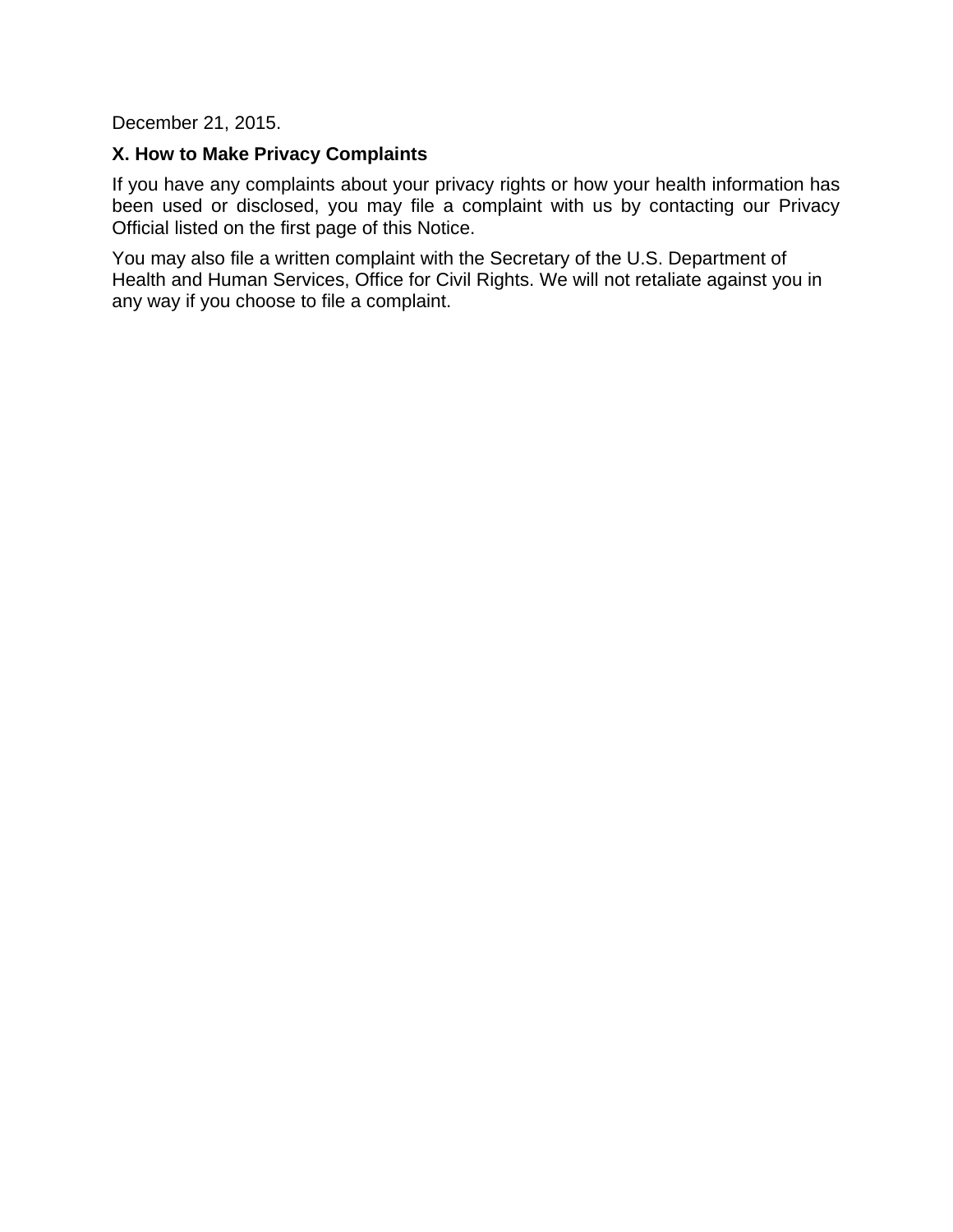December 21, 2015.

**X. How to Make Privacy Complaints**

If you have any complaints about your privacy rights or how your health information has been used or disclosed, you may file a complaint with us by contacting our Privacy Official listed on the first page of this Notice.

You may also file a written complaint with the Secretary of the U.S. Department of Health and Human Services, Office for Civil Rights. We will not retaliate against you in any way if you choose to file a complaint.